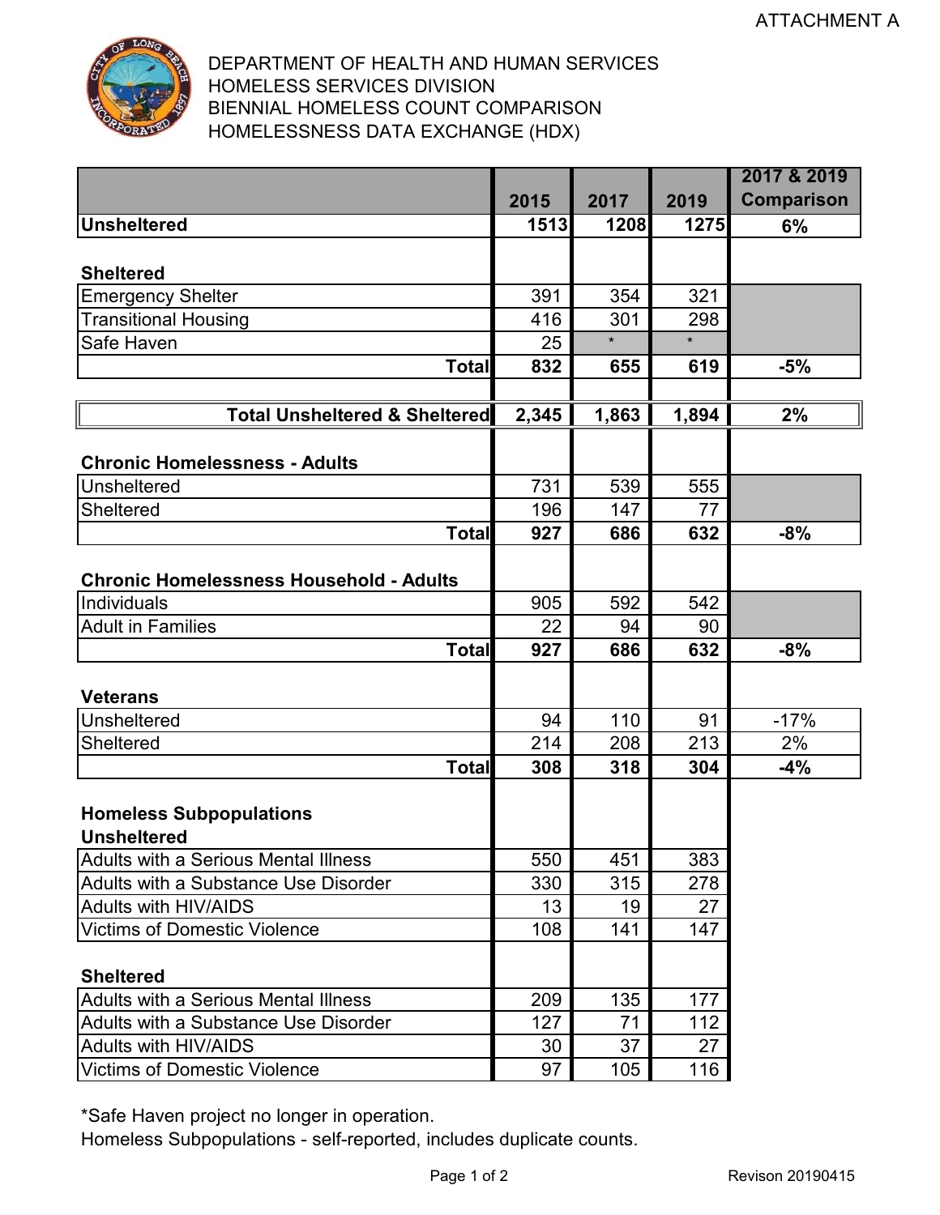ATTACHMENT A

DEPARTMENT OF HEALTH AND HUMAN SERVICES
HOMELESS SERVICES DIVISION
BIENNIAL HOMELESS COUNT COMPARISON
HOMELESSNESS DATA EXCHANGE (HDX)

| | 2015 | 2017 | 2019 | 2017 & 2019 Comparison |
|---|---|---|---|---|
| **Unsheltered** | **1513** | **1208** | **1275** | **6%** |
| | | | | |
| **Sheltered** | | | | |
| Emergency Shelter | 391 | 354 | 321 | |
| Transitional Housing | 416 | 301 | 298 | |
| Safe Haven | 25 | * | * | |
| **Total** | **832** | **655** | **619** | **-5%** |
| | | | | |
| **Total Unsheltered & Sheltered** | **2,345** | **1,863** | **1,894** | **2%** |
| | | | | |
| **Chronic Homelessness - Adults** | | | | |
| Unsheltered | 731 | 539 | 555 | |
| Sheltered | 196 | 147 | 77 | |
| **Total** | **927** | **686** | **632** | **-8%** |
| | | | | |
| **Chronic Homelessness Household - Adults** | | | | |
| Individuals | 905 | 592 | 542 | |
| Adult in Families | 22 | 94 | 90 | |
| **Total** | **927** | **686** | **632** | **-8%** |
| | | | | |
| **Veterans** | | | | |
| Unsheltered | 94 | 110 | 91 | -17% |
| Sheltered | 214 | 208 | 213 | 2% |
| **Total** | **308** | **318** | **304** | **-4%** |
| | | | | |
| **Homeless Subpopulations** | | | | |
| **Unsheltered** | | | | |
| Adults with a Serious Mental Illness | 550 | 451 | 383 | |
| Adults with a Substance Use Disorder | 330 | 315 | 278 | |
| Adults with HIV/AIDS | 13 | 19 | 27 | |
| Victims of Domestic Violence | 108 | 141 | 147 | |
| | | | | |
| **Sheltered** | | | | |
| Adults with a Serious Mental Illness | 209 | 135 | 177 | |
| Adults with a Substance Use Disorder | 127 | 71 | 112 | |
| Adults with HIV/AIDS | 30 | 37 | 27 | |
| Victims of Domestic Violence | 97 | 105 | 116 | |

*Safe Haven project no longer in operation.
Homeless Subpopulations - self-reported, includes duplicate counts.

Revison 20190415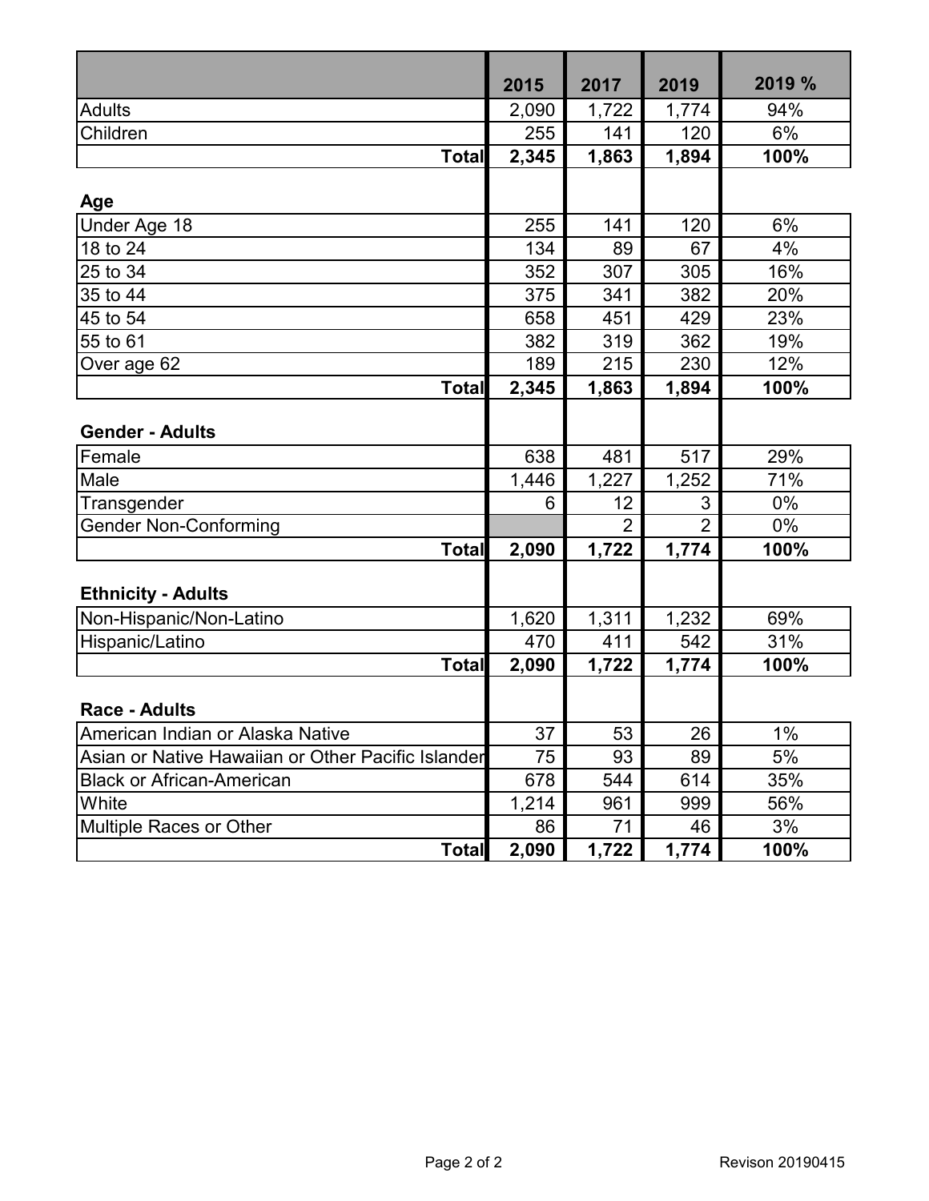| | 2015 | 2017 | 2019 | 2019 % |
|---|---|---|---|---|
| Adults | 2,090 | 1,722 | 1,774 | 94% |
| Children | 255 | 141 | 120 | 6% |
| **Total** | **2,345** | **1,863** | **1,894** | **100%** |
| **Age** | | | | |
| Under Age 18 | 255 | 141 | 120 | 6% |
| 18 to 24 | 134 | 89 | 67 | 4% |
| 25 to 34 | 352 | 307 | 305 | 16% |
| 35 to 44 | 375 | 341 | 382 | 20% |
| 45 to 54 | 658 | 451 | 429 | 23% |
| 55 to 61 | 382 | 319 | 362 | 19% |
| Over age 62 | 189 | 215 | 230 | 12% |
| **Total** | **2,345** | **1,863** | **1,894** | **100%** |
| **Gender - Adults** | | | | |
| Female | 638 | 481 | 517 | 29% |
| Male | 1,446 | 1,227 | 1,252 | 71% |
| Transgender | 6 | 12 | 3 | 0% |
| Gender Non-Conforming | | 2 | 2 | 0% |
| **Total** | **2,090** | **1,722** | **1,774** | **100%** |
| **Ethnicity - Adults** | | | | |
| Non-Hispanic/Non-Latino | 1,620 | 1,311 | 1,232 | 69% |
| Hispanic/Latino | 470 | 411 | 542 | 31% |
| **Total** | **2,090** | **1,722** | **1,774** | **100%** |
| **Race - Adults** | | | | |
| American Indian or Alaska Native | 37 | 53 | 26 | 1% |
| Asian or Native Hawaiian or Other Pacific Islander | 75 | 93 | 89 | 5% |
| Black or African-American | 678 | 544 | 614 | 35% |
| White | 1,214 | 961 | 999 | 56% |
| Multiple Races or Other | 86 | 71 | 46 | 3% |
| **Total** | **2,090** | **1,722** | **1,774** | **100%** |

Revison 20190415